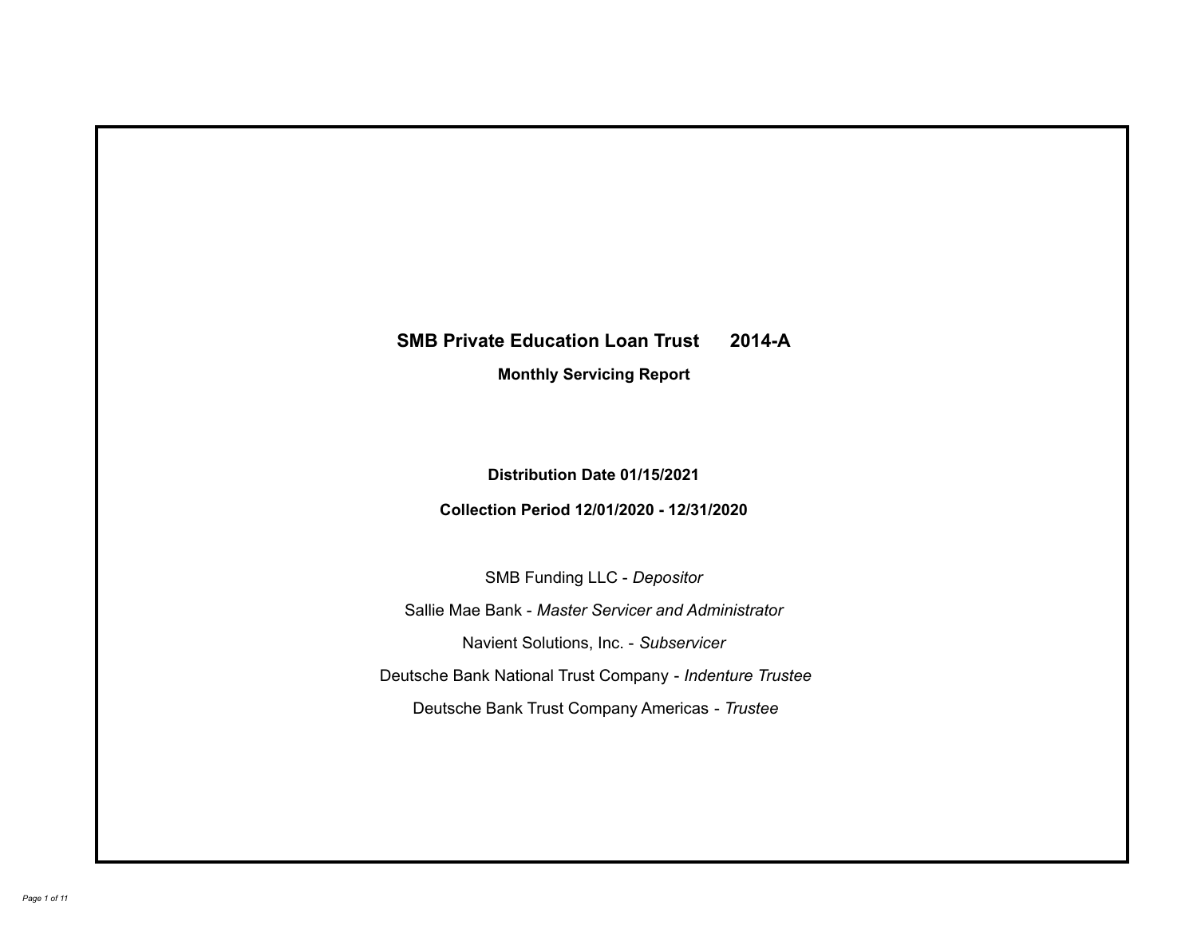# SMB Private Education Loan Trust 2014-A

## Monthly Servicing Report

**Distribution Date 01/15/2021**

**Collection Period 12/01/2020 - 12/31/2020**

SMB Funding LLC - *Depositor*

Sallie Mae Bank - *Master Servicer and Administrator*

Navient Solutions, Inc. - *Subservicer*

Deutsche Bank National Trust Company - *Indenture Trustee*

Deutsche Bank Trust Company Americas - *Trustee*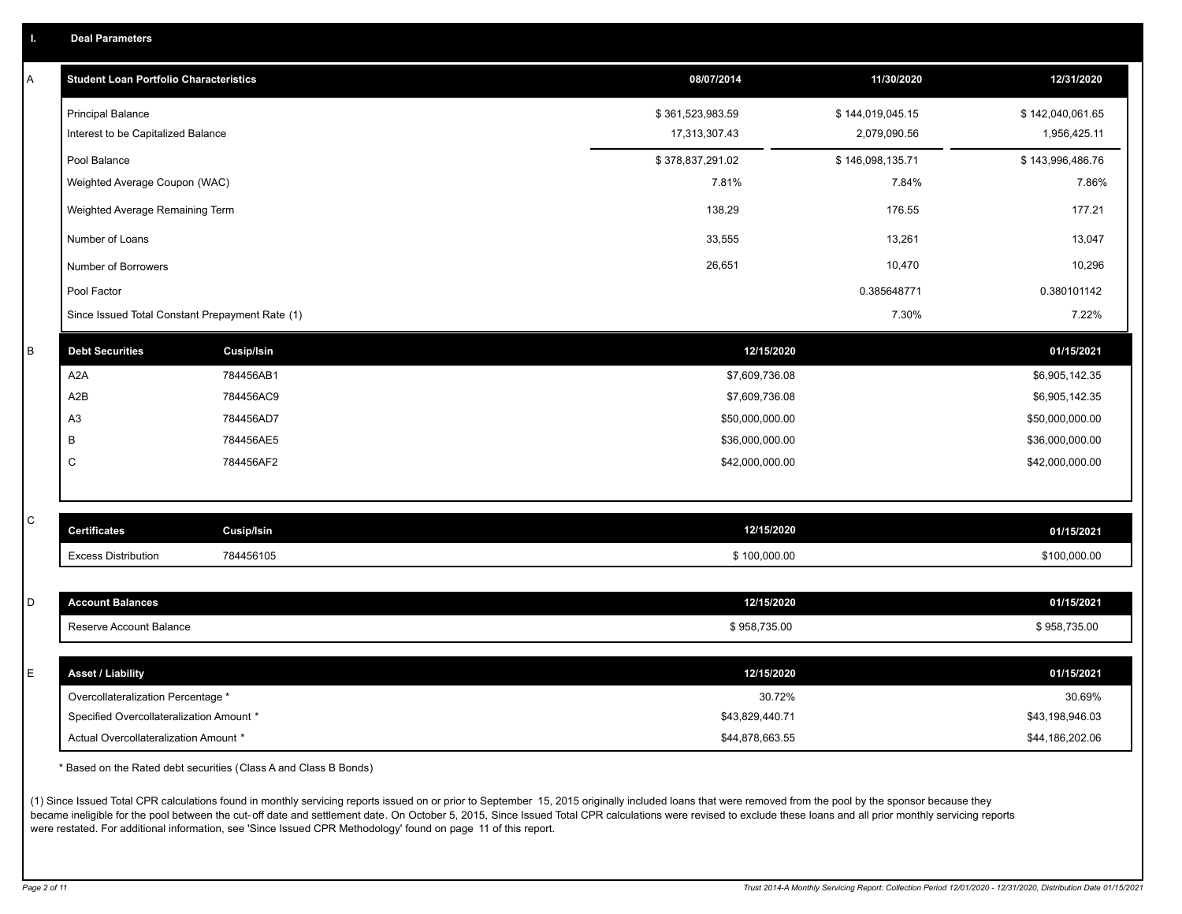## I. Deal Parameters

### A

| Student Loan Portfolio Characteristics | 08/07/2014 | 11/30/2020 | 12/31/2020 |
|---|---|---|---|
| Principal Balance | $ 361,523,983.59 | $ 144,019,045.15 | $ 142,040,061.65 |
| Interest to be Capitalized Balance | 17,313,307.43 | 2,079,090.56 | 1,956,425.11 |
| Pool Balance | $ 378,837,291.02 | $ 146,098,135.71 | $ 143,996,486.76 |
| Weighted Average Coupon (WAC) | 7.81% | 7.84% | 7.86% |
| Weighted Average Remaining Term | 138.29 | 176.55 | 177.21 |
| Number of Loans | 33,555 | 13,261 | 13,047 |
| Number of Borrowers | 26,651 | 10,470 | 10,296 |
| Pool Factor | | 0.385648771 | 0.380101142 |
| Since Issued Total Constant Prepayment Rate (1) | | 7.30% | 7.22% |

### B

| Debt Securities | Cusip/Isin | 12/15/2020 | 01/15/2021 |
|---|---|---|---|
| A2A | 784456AB1 | $7,609,736.08 | $6,905,142.35 |
| A2B | 784456AC9 | $7,609,736.08 | $6,905,142.35 |
| A3 | 784456AD7 | $50,000,000.00 | $50,000,000.00 |
| B | 784456AE5 | $36,000,000.00 | $36,000,000.00 |
| C | 784456AF2 | $42,000,000.00 | $42,000,000.00 |

### C

| Certificates | Cusip/Isin | 12/15/2020 | 01/15/2021 |
|---|---|---|---|
| Excess Distribution | 784456105 | $ 100,000.00 | $100,000.00 |

### D

| Account Balances | 12/15/2020 | 01/15/2021 |
|---|---|---|
| Reserve Account Balance | $ 958,735.00 | $ 958,735.00 |

### E

| Asset / Liability | 12/15/2020 | 01/15/2021 |
|---|---|---|
| Overcollateralization Percentage * | 30.72% | 30.69% |
| Specified Overcollateralization Amount * | $43,829,440.71 | $43,198,946.03 |
| Actual Overcollateralization Amount * | $44,878,663.55 | $44,186,202.06 |

* Based on the Rated debt securities (Class A and Class B Bonds)

(1) Since Issued Total CPR calculations found in monthly servicing reports issued on or prior to September 15, 2015 originally included loans that were removed from the pool by the sponsor because they became ineligible for the pool between the cut-off date and settlement date. On October 5, 2015, Since Issued Total CPR calculations were revised to exclude these loans and all prior monthly servicing reports were restated. For additional information, see 'Since Issued CPR Methodology' found on page 11 of this report.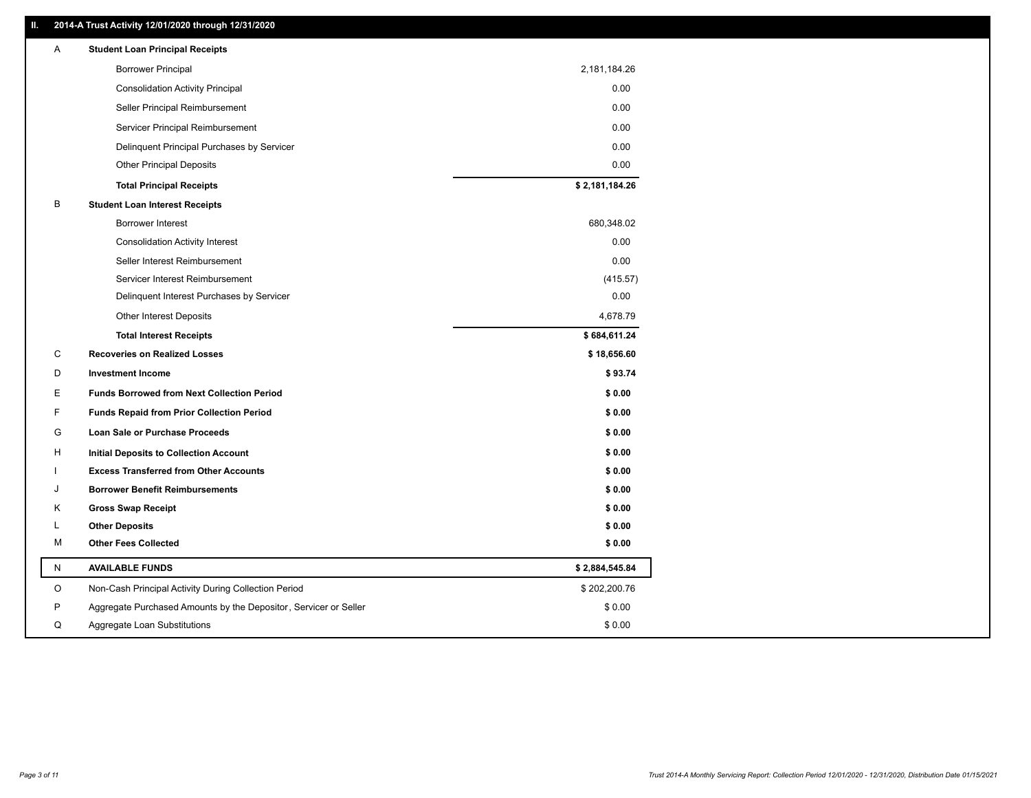## II. 2014-A Trust Activity 12/01/2020 through 12/31/2020

| | | |
|---|---|---|
| A | **Student Loan Principal Receipts** | |
| | Borrower Principal | 2,181,184.26 |
| | Consolidation Activity Principal | 0.00 |
| | Seller Principal Reimbursement | 0.00 |
| | Servicer Principal Reimbursement | 0.00 |
| | Delinquent Principal Purchases by Servicer | 0.00 |
| | Other Principal Deposits | 0.00 |
| | **Total Principal Receipts** | **$ 2,181,184.26** |
| B | **Student Loan Interest Receipts** | |
| | Borrower Interest | 680,348.02 |
| | Consolidation Activity Interest | 0.00 |
| | Seller Interest Reimbursement | 0.00 |
| | Servicer Interest Reimbursement | (415.57) |
| | Delinquent Interest Purchases by Servicer | 0.00 |
| | Other Interest Deposits | 4,678.79 |
| | **Total Interest Receipts** | **$ 684,611.24** |
| C | **Recoveries on Realized Losses** | **$ 18,656.60** |
| D | **Investment Income** | **$ 93.74** |
| E | **Funds Borrowed from Next Collection Period** | **$ 0.00** |
| F | **Funds Repaid from Prior Collection Period** | **$ 0.00** |
| G | **Loan Sale or Purchase Proceeds** | **$ 0.00** |
| H | **Initial Deposits to Collection Account** | **$ 0.00** |
| I | **Excess Transferred from Other Accounts** | **$ 0.00** |
| J | **Borrower Benefit Reimbursements** | **$ 0.00** |
| K | **Gross Swap Receipt** | **$ 0.00** |
| L | **Other Deposits** | **$ 0.00** |
| M | **Other Fees Collected** | **$ 0.00** |
| N | **AVAILABLE FUNDS** | **$ 2,884,545.84** |
| O | Non-Cash Principal Activity During Collection Period | $ 202,200.76 |
| P | Aggregate Purchased Amounts by the Depositor, Servicer or Seller | $ 0.00 |
| Q | Aggregate Loan Substitutions | $ 0.00 |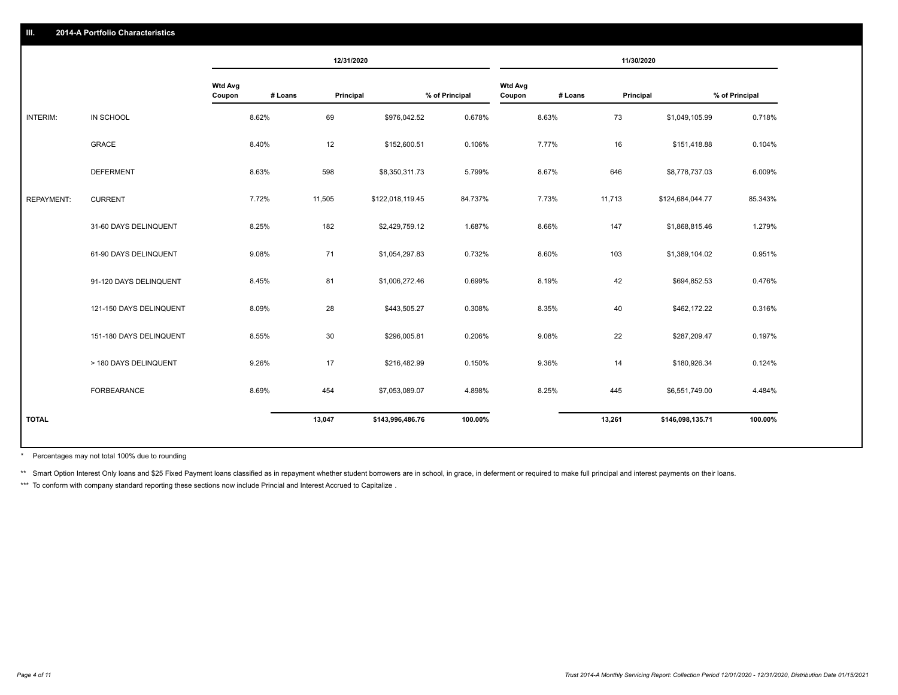## III. 2014-A Portfolio Characteristics

| | | 12/31/2020 | | | | 11/30/2020 | | | |
|---|---|---|---|---|---|---|---|---|---|
| | | Wtd Avg Coupon | # Loans | Principal | % of Principal | Wtd Avg Coupon | # Loans | Principal | % of Principal |
| INTERIM: | IN SCHOOL | 8.62% | 69 | $976,042.52 | 0.678% | 8.63% | 73 | $1,049,105.99 | 0.718% |
| | GRACE | 8.40% | 12 | $152,600.51 | 0.106% | 7.77% | 16 | $151,418.88 | 0.104% |
| | DEFERMENT | 8.63% | 598 | $8,350,311.73 | 5.799% | 8.67% | 646 | $8,778,737.03 | 6.009% |
| REPAYMENT: | CURRENT | 7.72% | 11,505 | $122,018,119.45 | 84.737% | 7.73% | 11,713 | $124,684,044.77 | 85.343% |
| | 31-60 DAYS DELINQUENT | 8.25% | 182 | $2,429,759.12 | 1.687% | 8.66% | 147 | $1,868,815.46 | 1.279% |
| | 61-90 DAYS DELINQUENT | 9.08% | 71 | $1,054,297.83 | 0.732% | 8.60% | 103 | $1,389,104.02 | 0.951% |
| | 91-120 DAYS DELINQUENT | 8.45% | 81 | $1,006,272.46 | 0.699% | 8.19% | 42 | $694,852.53 | 0.476% |
| | 121-150 DAYS DELINQUENT | 8.09% | 28 | $443,505.27 | 0.308% | 8.35% | 40 | $462,172.22 | 0.316% |
| | 151-180 DAYS DELINQUENT | 8.55% | 30 | $296,005.81 | 0.206% | 9.08% | 22 | $287,209.47 | 0.197% |
| | > 180 DAYS DELINQUENT | 9.26% | 17 | $216,482.99 | 0.150% | 9.36% | 14 | $180,926.34 | 0.124% |
| | FORBEARANCE | 8.69% | 454 | $7,053,089.07 | 4.898% | 8.25% | 445 | $6,551,749.00 | 4.484% |
| TOTAL | | | 13,047 | $143,996,486.76 | 100.00% | | 13,261 | $146,098,135.71 | 100.00% |

* Percentages may not total 100% due to rounding

** Smart Option Interest Only loans and $25 Fixed Payment loans classified as in repayment whether student borrowers are in school, in grace, in deferment or required to make full principal and interest payments on their loans.

*** To conform with company standard reporting these sections now include Princial and Interest Accrued to Capitalize .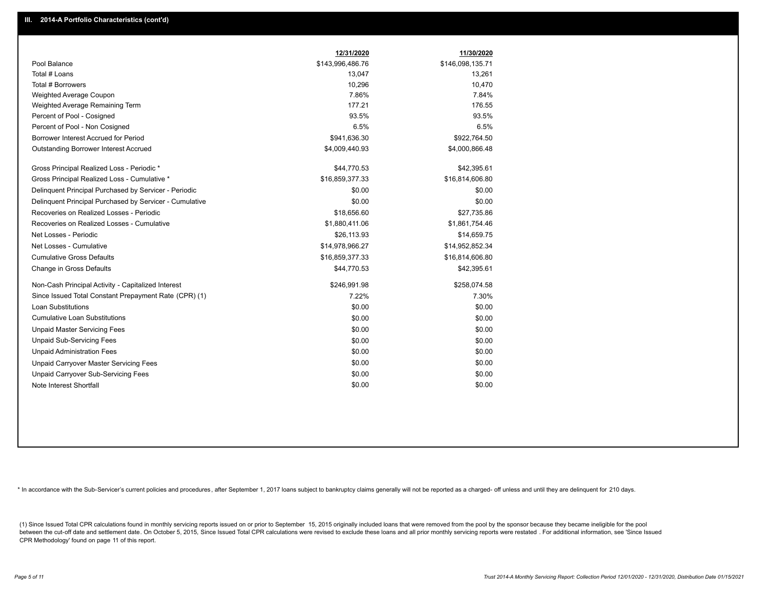## III. 2014-A Portfolio Characteristics (cont'd)

| | 12/31/2020 | 11/30/2020 |
|---|---|---|
| Pool Balance | $143,996,486.76 | $146,098,135.71 |
| Total # Loans | 13,047 | 13,261 |
| Total # Borrowers | 10,296 | 10,470 |
| Weighted Average Coupon | 7.86% | 7.84% |
| Weighted Average Remaining Term | 177.21 | 176.55 |
| Percent of Pool - Cosigned | 93.5% | 93.5% |
| Percent of Pool - Non Cosigned | 6.5% | 6.5% |
| Borrower Interest Accrued for Period | $941,636.30 | $922,764.50 |
| Outstanding Borrower Interest Accrued | $4,009,440.93 | $4,000,866.48 |
| Gross Principal Realized Loss - Periodic * | $44,770.53 | $42,395.61 |
| Gross Principal Realized Loss - Cumulative * | $16,859,377.33 | $16,814,606.80 |
| Delinquent Principal Purchased by Servicer - Periodic | $0.00 | $0.00 |
| Delinquent Principal Purchased by Servicer - Cumulative | $0.00 | $0.00 |
| Recoveries on Realized Losses - Periodic | $18,656.60 | $27,735.86 |
| Recoveries on Realized Losses - Cumulative | $1,880,411.06 | $1,861,754.46 |
| Net Losses - Periodic | $26,113.93 | $14,659.75 |
| Net Losses - Cumulative | $14,978,966.27 | $14,952,852.34 |
| Cumulative Gross Defaults | $16,859,377.33 | $16,814,606.80 |
| Change in Gross Defaults | $44,770.53 | $42,395.61 |
| Non-Cash Principal Activity - Capitalized Interest | $246,991.98 | $258,074.58 |
| Since Issued Total Constant Prepayment Rate (CPR) (1) | 7.22% | 7.30% |
| Loan Substitutions | $0.00 | $0.00 |
| Cumulative Loan Substitutions | $0.00 | $0.00 |
| Unpaid Master Servicing Fees | $0.00 | $0.00 |
| Unpaid Sub-Servicing Fees | $0.00 | $0.00 |
| Unpaid Administration Fees | $0.00 | $0.00 |
| Unpaid Carryover Master Servicing Fees | $0.00 | $0.00 |
| Unpaid Carryover Sub-Servicing Fees | $0.00 | $0.00 |
| Note Interest Shortfall | $0.00 | $0.00 |

* In accordance with the Sub-Servicer's current policies and procedures, after September 1, 2017 loans subject to bankruptcy claims generally will not be reported as a charged- off unless and until they are delinquent for 210 days.

(1) Since Issued Total CPR calculations found in monthly servicing reports issued on or prior to September 15, 2015 originally included loans that were removed from the pool by the sponsor because they became ineligible for the pool between the cut-off date and settlement date. On October 5, 2015, Since Issued Total CPR calculations were revised to exclude these loans and all prior monthly servicing reports were restated . For additional information, see 'Since Issued CPR Methodology' found on page 11 of this report.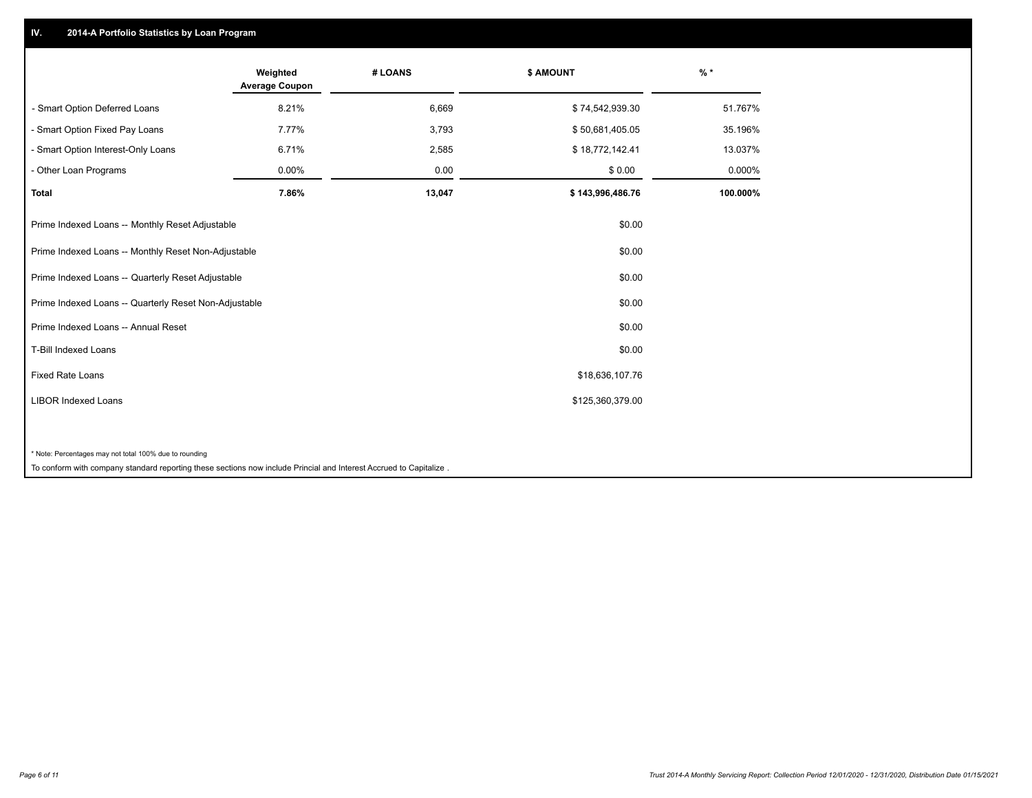## IV. 2014-A Portfolio Statistics by Loan Program

| | Weighted Average Coupon | # LOANS | $ AMOUNT | % * |
|---|---|---|---|---|
| - Smart Option Deferred Loans | 8.21% | 6,669 | $ 74,542,939.30 | 51.767% |
| - Smart Option Fixed Pay Loans | 7.77% | 3,793 | $ 50,681,405.05 | 35.196% |
| - Smart Option Interest-Only Loans | 6.71% | 2,585 | $ 18,772,142.41 | 13.037% |
| - Other Loan Programs | 0.00% | 0.00 | $ 0.00 | 0.000% |
| **Total** | **7.86%** | **13,047** | **$ 143,996,486.76** | **100.000%** |

| | |
|---|---|
| Prime Indexed Loans -- Monthly Reset Adjustable | $0.00 |
| Prime Indexed Loans -- Monthly Reset Non-Adjustable | $0.00 |
| Prime Indexed Loans -- Quarterly Reset Adjustable | $0.00 |
| Prime Indexed Loans -- Quarterly Reset Non-Adjustable | $0.00 |
| Prime Indexed Loans -- Annual Reset | $0.00 |
| T-Bill Indexed Loans | $0.00 |
| Fixed Rate Loans | $18,636,107.76 |
| LIBOR Indexed Loans | $125,360,379.00 |

* Note: Percentages may not total 100% due to rounding

To conform with company standard reporting these sections now include Princial and Interest Accrued to Capitalize .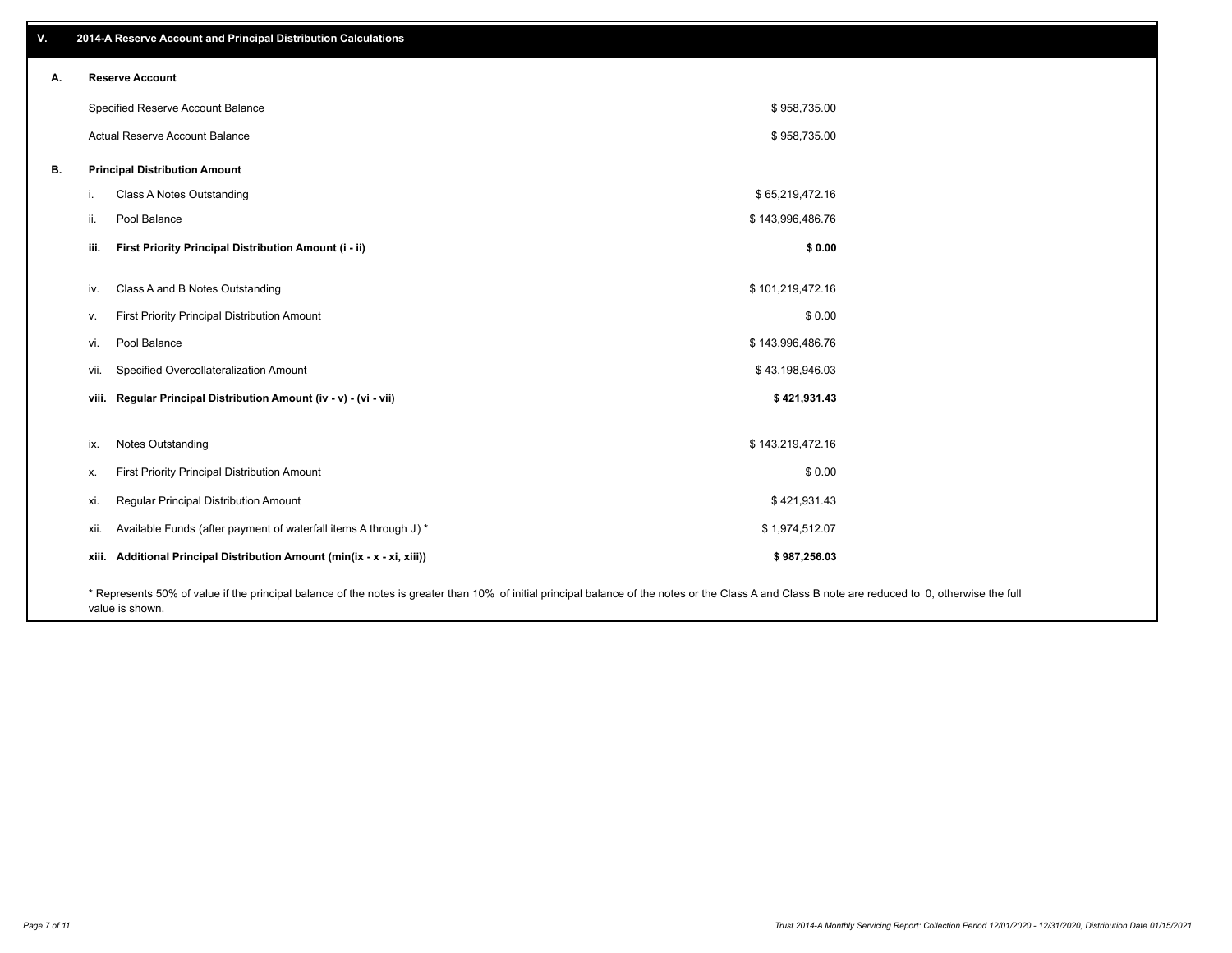## V. 2014-A Reserve Account and Principal Distribution Calculations

### A. Reserve Account

| | |
|---|---|
| Specified Reserve Account Balance | $ 958,735.00 |
| Actual Reserve Account Balance | $ 958,735.00 |

### B. Principal Distribution Amount

| | | |
|---|---|---|
| i. | Class A Notes Outstanding | $ 65,219,472.16 |
| ii. | Pool Balance | $ 143,996,486.76 |
| **iii.** | **First Priority Principal Distribution Amount (i - ii)** | **$ 0.00** |
| iv. | Class A and B Notes Outstanding | $ 101,219,472.16 |
| v. | First Priority Principal Distribution Amount | $ 0.00 |
| vi. | Pool Balance | $ 143,996,486.76 |
| vii. | Specified Overcollateralization Amount | $ 43,198,946.03 |
| **viii.** | **Regular Principal Distribution Amount (iv - v) - (vi - vii)** | **$ 421,931.43** |
| ix. | Notes Outstanding | $ 143,219,472.16 |
| x. | First Priority Principal Distribution Amount | $ 0.00 |
| xi. | Regular Principal Distribution Amount | $ 421,931.43 |
| xii. | Available Funds (after payment of waterfall items A through J) * | $ 1,974,512.07 |
| **xiii.** | **Additional Principal Distribution Amount (min(ix - x - xi, xiii))** | **$ 987,256.03** |

* Represents 50% of value if the principal balance of the notes is greater than 10% of initial principal balance of the notes or the Class A and Class B note are reduced to 0, otherwise the full value is shown.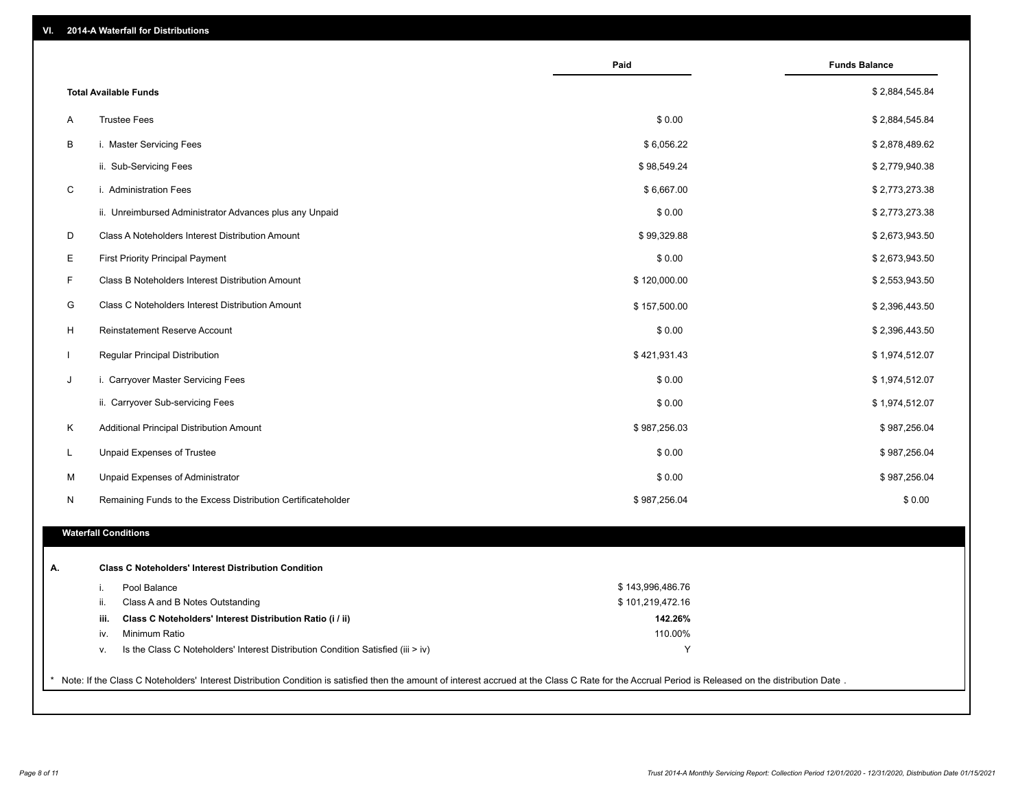## VI. 2014-A Waterfall for Distributions

| | | Paid | Funds Balance |
|---|---|---|---|
| | **Total Available Funds** | | $ 2,884,545.84 |
| A | Trustee Fees | $ 0.00 | $ 2,884,545.84 |
| B | i. Master Servicing Fees | $ 6,056.22 | $ 2,878,489.62 |
| | ii. Sub-Servicing Fees | $ 98,549.24 | $ 2,779,940.38 |
| C | i. Administration Fees | $ 6,667.00 | $ 2,773,273.38 |
| | ii. Unreimbursed Administrator Advances plus any Unpaid | $ 0.00 | $ 2,773,273.38 |
| D | Class A Noteholders Interest Distribution Amount | $ 99,329.88 | $ 2,673,943.50 |
| E | First Priority Principal Payment | $ 0.00 | $ 2,673,943.50 |
| F | Class B Noteholders Interest Distribution Amount | $ 120,000.00 | $ 2,553,943.50 |
| G | Class C Noteholders Interest Distribution Amount | $ 157,500.00 | $ 2,396,443.50 |
| H | Reinstatement Reserve Account | $ 0.00 | $ 2,396,443.50 |
| I | Regular Principal Distribution | $ 421,931.43 | $ 1,974,512.07 |
| J | i. Carryover Master Servicing Fees | $ 0.00 | $ 1,974,512.07 |
| | ii. Carryover Sub-servicing Fees | $ 0.00 | $ 1,974,512.07 |
| K | Additional Principal Distribution Amount | $ 987,256.03 | $ 987,256.04 |
| L | Unpaid Expenses of Trustee | $ 0.00 | $ 987,256.04 |
| M | Unpaid Expenses of Administrator | $ 0.00 | $ 987,256.04 |
| N | Remaining Funds to the Excess Distribution Certificateholder | $ 987,256.04 | $ 0.00 |

### Waterfall Conditions

**A. Class C Noteholders' Interest Distribution Condition**

| | | |
|---|---|---|
| i. | Pool Balance | $ 143,996,486.76 |
| ii. | Class A and B Notes Outstanding | $ 101,219,472.16 |
| **iii.** | **Class C Noteholders' Interest Distribution Ratio (i / ii)** | **142.26%** |
| iv. | Minimum Ratio | 110.00% |
| v. | Is the Class C Noteholders' Interest Distribution Condition Satisfied (iii > iv) | Y |

\* Note: If the Class C Noteholders' Interest Distribution Condition is satisfied then the amount of interest accrued at the Class C Rate for the Accrual Period is Released on the distribution Date .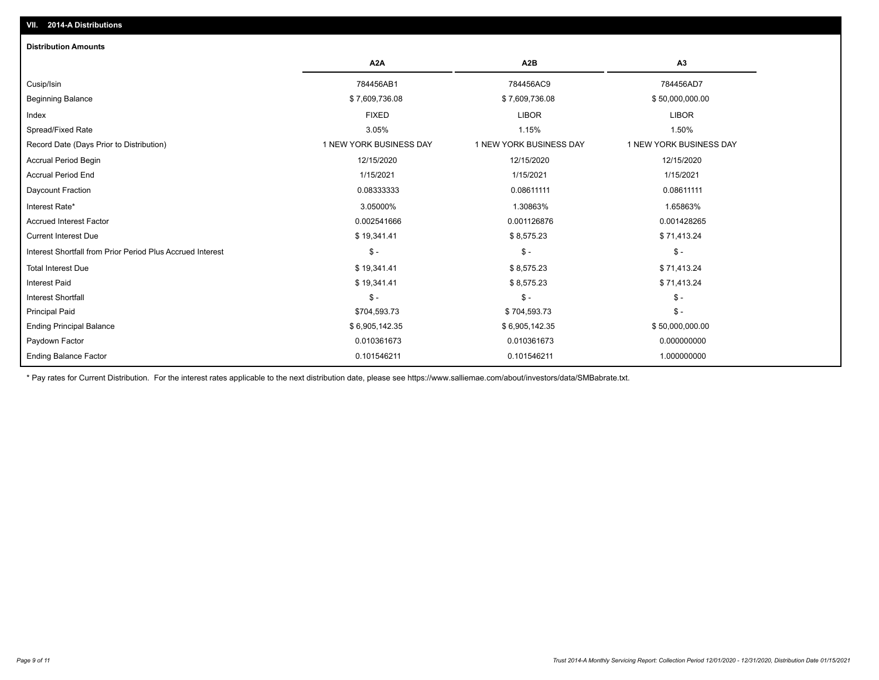## VII. 2014-A Distributions

### Distribution Amounts

| | A2A | A2B | A3 |
|---|---|---|---|
| Cusip/Isin | 784456AB1 | 784456AC9 | 784456AD7 |
| Beginning Balance | $ 7,609,736.08 | $ 7,609,736.08 | $ 50,000,000.00 |
| Index | FIXED | LIBOR | LIBOR |
| Spread/Fixed Rate | 3.05% | 1.15% | 1.50% |
| Record Date (Days Prior to Distribution) | 1 NEW YORK BUSINESS DAY | 1 NEW YORK BUSINESS DAY | 1 NEW YORK BUSINESS DAY |
| Accrual Period Begin | 12/15/2020 | 12/15/2020 | 12/15/2020 |
| Accrual Period End | 1/15/2021 | 1/15/2021 | 1/15/2021 |
| Daycount Fraction | 0.08333333 | 0.08611111 | 0.08611111 |
| Interest Rate* | 3.05000% | 1.30863% | 1.65863% |
| Accrued Interest Factor | 0.002541666 | 0.001126876 | 0.001428265 |
| Current Interest Due | $ 19,341.41 | $ 8,575.23 | $ 71,413.24 |
| Interest Shortfall from Prior Period Plus Accrued Interest | $ - | $ - | $ - |
| Total Interest Due | $ 19,341.41 | $ 8,575.23 | $ 71,413.24 |
| Interest Paid | $ 19,341.41 | $ 8,575.23 | $ 71,413.24 |
| Interest Shortfall | $ - | $ - | $ - |
| Principal Paid | $704,593.73 | $ 704,593.73 | $ - |
| Ending Principal Balance | $ 6,905,142.35 | $ 6,905,142.35 | $ 50,000,000.00 |
| Paydown Factor | 0.010361673 | 0.010361673 | 0.000000000 |
| Ending Balance Factor | 0.101546211 | 0.101546211 | 1.000000000 |

* Pay rates for Current Distribution. For the interest rates applicable to the next distribution date, please see https://www.salliemae.com/about/investors/data/SMBabrate.txt.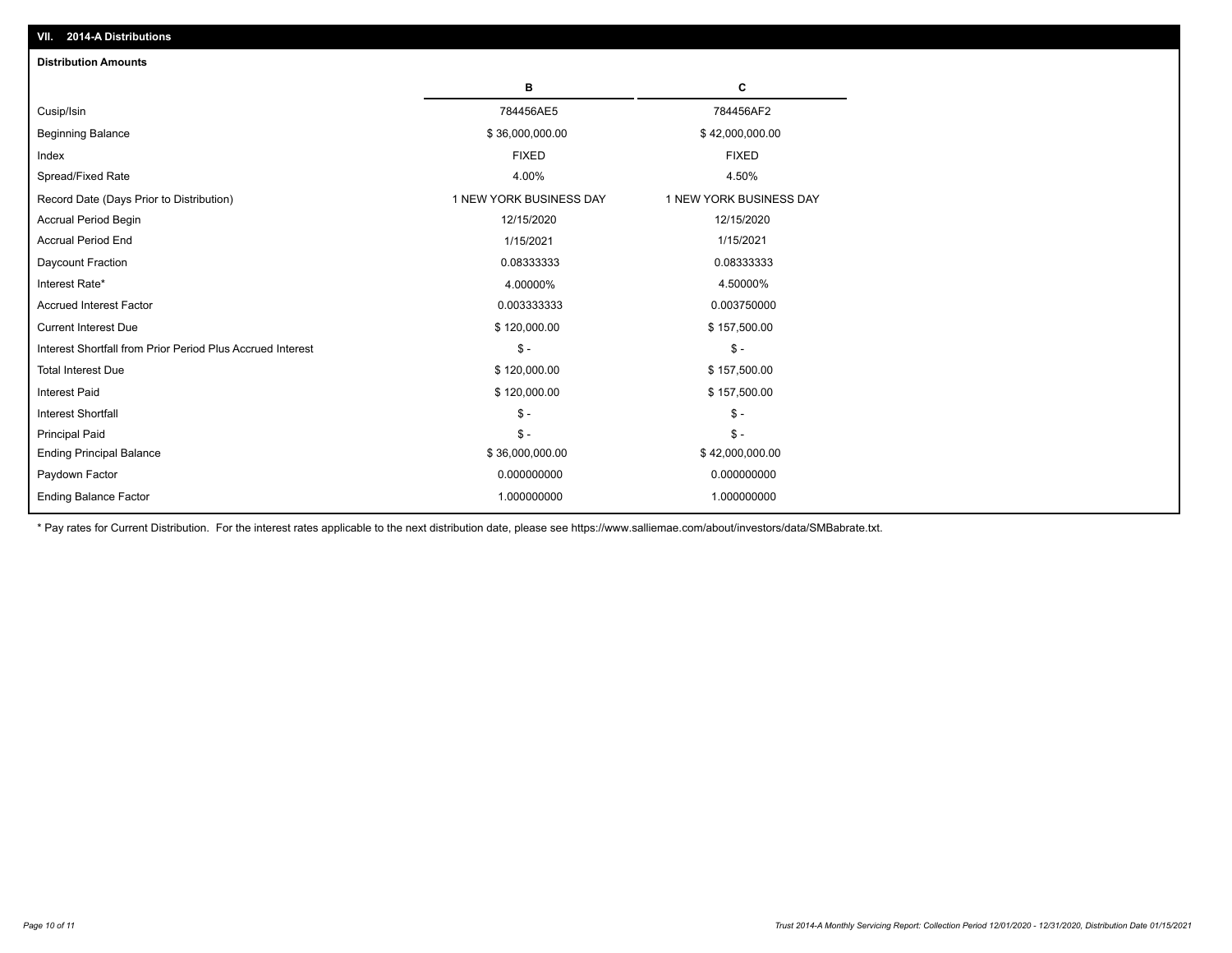## VII. 2014-A Distributions

### Distribution Amounts

| | B | C |
|---|---|---|
| Cusip/Isin | 784456AE5 | 784456AF2 |
| Beginning Balance | $ 36,000,000.00 | $ 42,000,000.00 |
| Index | FIXED | FIXED |
| Spread/Fixed Rate | 4.00% | 4.50% |
| Record Date (Days Prior to Distribution) | 1 NEW YORK BUSINESS DAY | 1 NEW YORK BUSINESS DAY |
| Accrual Period Begin | 12/15/2020 | 12/15/2020 |
| Accrual Period End | 1/15/2021 | 1/15/2021 |
| Daycount Fraction | 0.08333333 | 0.08333333 |
| Interest Rate* | 4.00000% | 4.50000% |
| Accrued Interest Factor | 0.003333333 | 0.003750000 |
| Current Interest Due | $ 120,000.00 | $ 157,500.00 |
| Interest Shortfall from Prior Period Plus Accrued Interest | $ - | $ - |
| Total Interest Due | $ 120,000.00 | $ 157,500.00 |
| Interest Paid | $ 120,000.00 | $ 157,500.00 |
| Interest Shortfall | $ - | $ - |
| Principal Paid | $ - | $ - |
| Ending Principal Balance | $ 36,000,000.00 | $ 42,000,000.00 |
| Paydown Factor | 0.000000000 | 0.000000000 |
| Ending Balance Factor | 1.000000000 | 1.000000000 |

* Pay rates for Current Distribution. For the interest rates applicable to the next distribution date, please see https://www.salliemae.com/about/investors/data/SMBabrate.txt.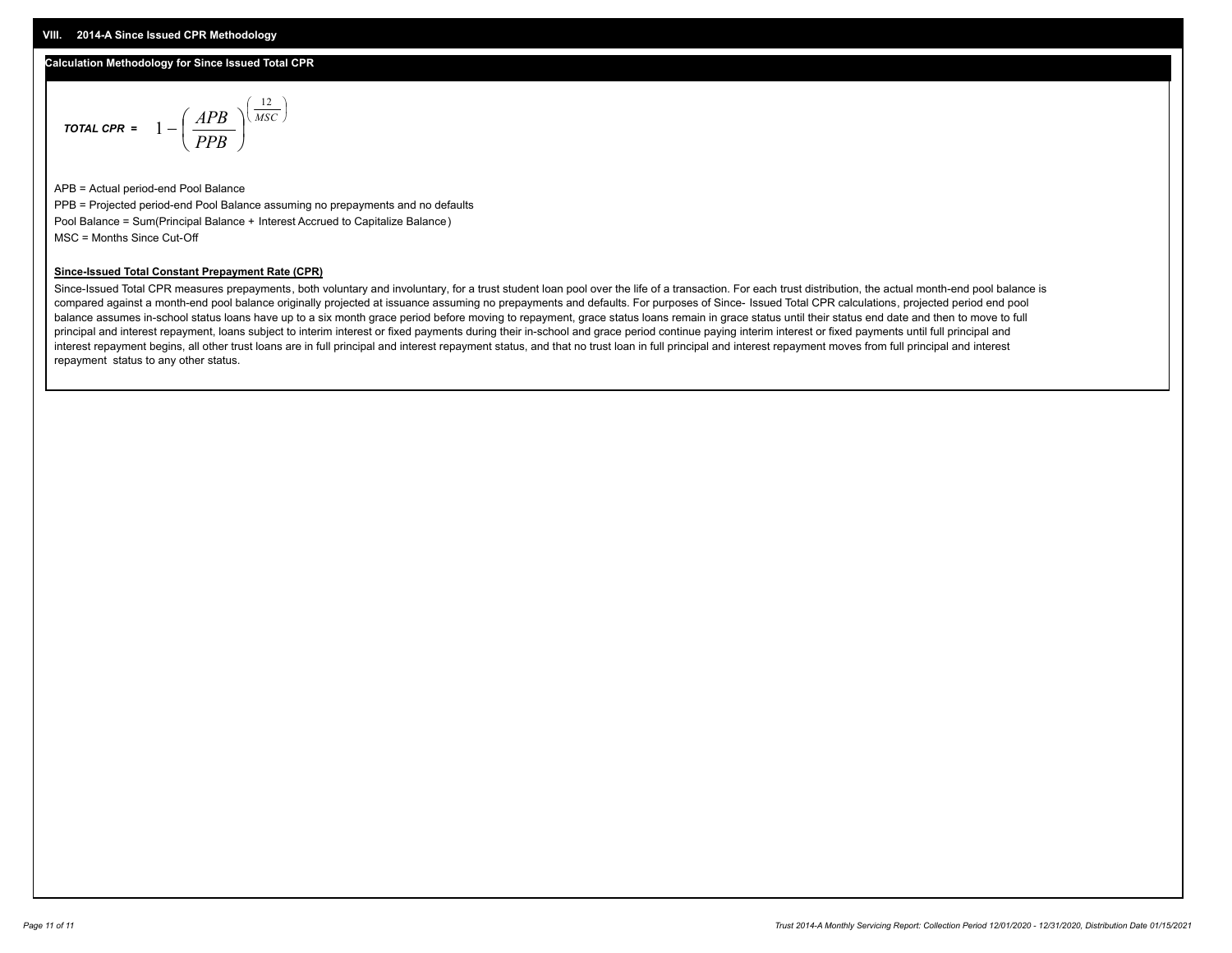## VIII. 2014-A Since Issued CPR Methodology

### Calculation Methodology for Since Issued Total CPR

***TOTAL CPR =*** $$1 - \left(\frac{APB}{PPB}\right)^{\left(\frac{12}{MSC}\right)}$$

APB = Actual period-end Pool Balance

PPB = Projected period-end Pool Balance assuming no prepayments and no defaults

Pool Balance = Sum(Principal Balance + Interest Accrued to Capitalize Balance)

MSC = Months Since Cut-Off

**Since-Issued Total Constant Prepayment Rate (CPR)**

Since-Issued Total CPR measures prepayments, both voluntary and involuntary, for a trust student loan pool over the life of a transaction. For each trust distribution, the actual month-end pool balance is compared against a month-end pool balance originally projected at issuance assuming no prepayments and defaults. For purposes of Since- Issued Total CPR calculations, projected period end pool balance assumes in-school status loans have up to a six month grace period before moving to repayment, grace status loans remain in grace status until their status end date and then to move to full principal and interest repayment, loans subject to interim interest or fixed payments during their in-school and grace period continue paying interim interest or fixed payments until full principal and interest repayment begins, all other trust loans are in full principal and interest repayment status, and that no trust loan in full principal and interest repayment moves from full principal and interest repayment status to any other status.